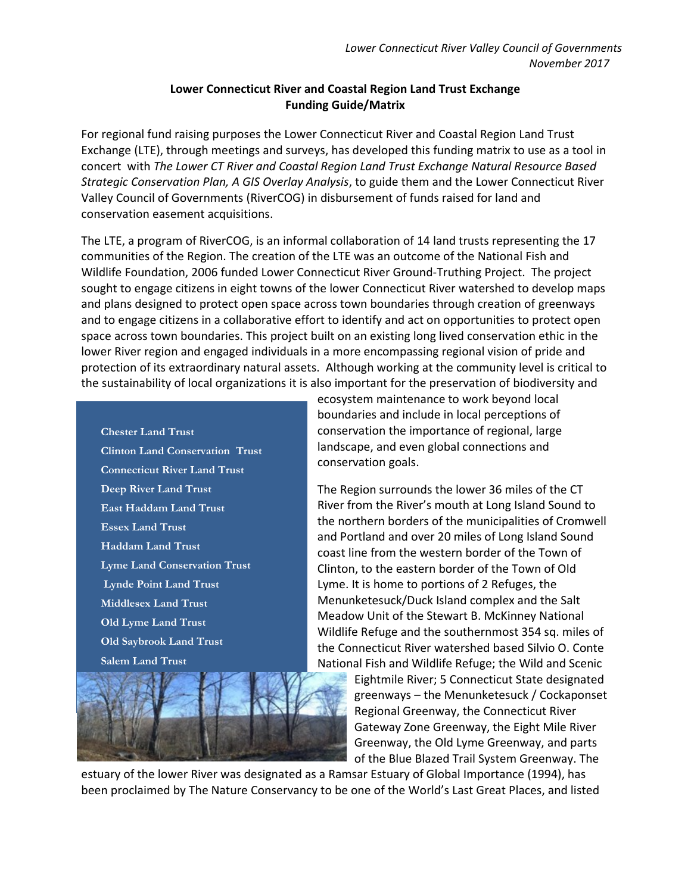*Lower Connecticut River Valley Council of Governments*
*November 2017*

**Lower Connecticut River and Coastal Region Land Trust Exchange**
**Funding Guide/Matrix**

For regional fund raising purposes the Lower Connecticut River and Coastal Region Land Trust Exchange (LTE), through meetings and surveys, has developed this funding matrix to use as a tool in concert with *The Lower CT River and Coastal Region Land Trust Exchange Natural Resource Based Strategic Conservation Plan, A GIS Overlay Analysis*, to guide them and the Lower Connecticut River Valley Council of Governments (RiverCOG) in disbursement of funds raised for land and conservation easement acquisitions.

The LTE, a program of RiverCOG, is an informal collaboration of 14 land trusts representing the 17 communities of the Region. The creation of the LTE was an outcome of the National Fish and Wildlife Foundation, 2006 funded Lower Connecticut River Ground-Truthing Project. The project sought to engage citizens in eight towns of the lower Connecticut River watershed to develop maps and plans designed to protect open space across town boundaries through creation of greenways and to engage citizens in a collaborative effort to identify and act on opportunities to protect open space across town boundaries. This project built on an existing long lived conservation ethic in the lower River region and engaged individuals in a more encompassing regional vision of pride and protection of its extraordinary natural assets. Although working at the community level is critical to the sustainability of local organizations it is also important for the preservation of biodiversity and ecosystem maintenance to work beyond local boundaries and include in local perceptions of conservation the importance of regional, large landscape, and even global connections and conservation goals.

- Chester Land Trust
- Clinton Land Conservation Trust
- Connecticut River Land Trust
- Deep River Land Trust
- East Haddam Land Trust
- Essex Land Trust
- Haddam Land Trust
- Lyme Land Conservation Trust
- Lynde Point Land Trust
- Middlesex Land Trust
- Old Lyme Land Trust
- Old Saybrook Land Trust
- Salem Land Trust

The Region surrounds the lower 36 miles of the CT River from the River's mouth at Long Island Sound to the northern borders of the municipalities of Cromwell and Portland and over 20 miles of Long Island Sound coast line from the western border of the Town of Clinton, to the eastern border of the Town of Old Lyme. It is home to portions of 2 Refuges, the Menunketesuck/Duck Island complex and the Salt Meadow Unit of the Stewart B. McKinney National Wildlife Refuge and the southernmost 354 sq. miles of the Connecticut River watershed based Silvio O. Conte National Fish and Wildlife Refuge; the Wild and Scenic Eightmile River; 5 Connecticut State designated greenways – the Menunketesuck / Cockaponset Regional Greenway, the Connecticut River Gateway Zone Greenway, the Eight Mile River Greenway, the Old Lyme Greenway, and parts of the Blue Blazed Trail System Greenway. The estuary of the lower River was designated as a Ramsar Estuary of Global Importance (1994), has been proclaimed by The Nature Conservancy to be one of the World's Last Great Places, and listed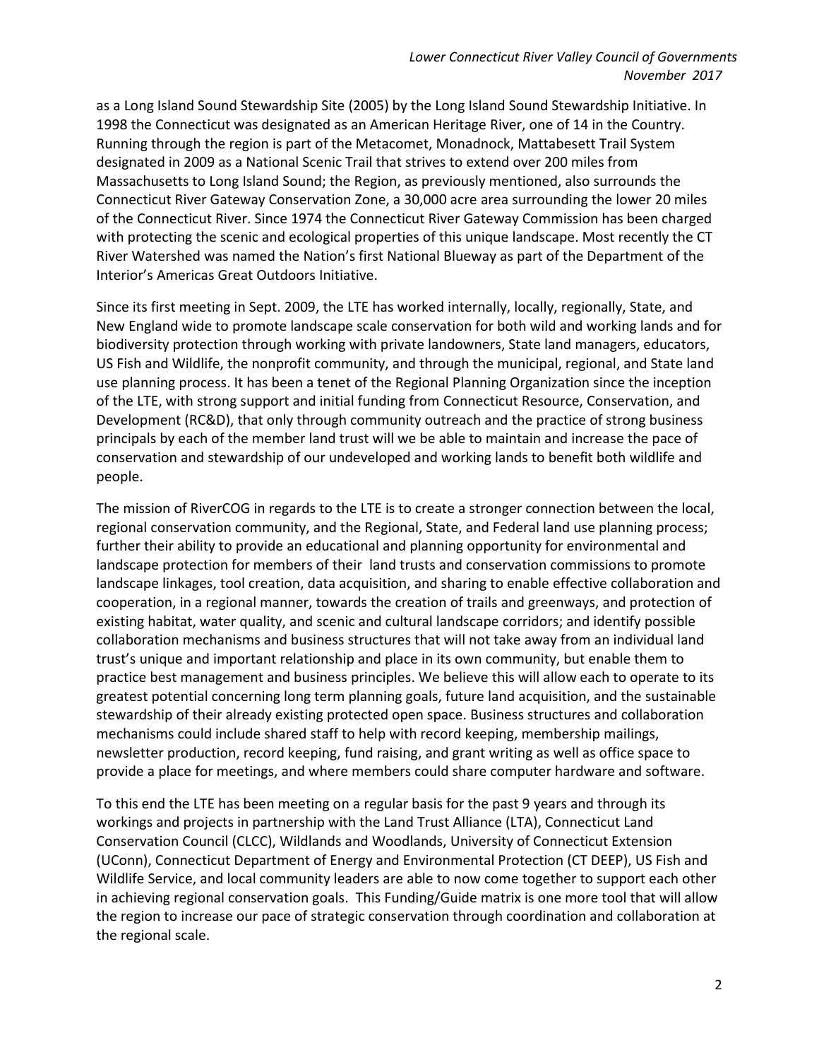as a Long Island Sound Stewardship Site (2005) by the Long Island Sound Stewardship Initiative. In 1998 the Connecticut was designated as an American Heritage River, one of 14 in the Country. Running through the region is part of the Metacomet, Monadnock, Mattabesett Trail System designated in 2009 as a National Scenic Trail that strives to extend over 200 miles from Massachusetts to Long Island Sound; the Region, as previously mentioned, also surrounds the Connecticut River Gateway Conservation Zone, a 30,000 acre area surrounding the lower 20 miles of the Connecticut River. Since 1974 the Connecticut River Gateway Commission has been charged with protecting the scenic and ecological properties of this unique landscape. Most recently the CT River Watershed was named the Nation's first National Blueway as part of the Department of the Interior's Americas Great Outdoors Initiative.

Since its first meeting in Sept. 2009, the LTE has worked internally, locally, regionally, State, and New England wide to promote landscape scale conservation for both wild and working lands and for biodiversity protection through working with private landowners, State land managers, educators, US Fish and Wildlife, the nonprofit community, and through the municipal, regional, and State land use planning process. It has been a tenet of the Regional Planning Organization since the inception of the LTE, with strong support and initial funding from Connecticut Resource, Conservation, and Development (RC&D), that only through community outreach and the practice of strong business principals by each of the member land trust will we be able to maintain and increase the pace of conservation and stewardship of our undeveloped and working lands to benefit both wildlife and people.

The mission of RiverCOG in regards to the LTE is to create a stronger connection between the local, regional conservation community, and the Regional, State, and Federal land use planning process; further their ability to provide an educational and planning opportunity for environmental and landscape protection for members of their land trusts and conservation commissions to promote landscape linkages, tool creation, data acquisition, and sharing to enable effective collaboration and cooperation, in a regional manner, towards the creation of trails and greenways, and protection of existing habitat, water quality, and scenic and cultural landscape corridors; and identify possible collaboration mechanisms and business structures that will not take away from an individual land trust's unique and important relationship and place in its own community, but enable them to practice best management and business principles. We believe this will allow each to operate to its greatest potential concerning long term planning goals, future land acquisition, and the sustainable stewardship of their already existing protected open space. Business structures and collaboration mechanisms could include shared staff to help with record keeping, membership mailings, newsletter production, record keeping, fund raising, and grant writing as well as office space to provide a place for meetings, and where members could share computer hardware and software.

To this end the LTE has been meeting on a regular basis for the past 9 years and through its workings and projects in partnership with the Land Trust Alliance (LTA), Connecticut Land Conservation Council (CLCC), Wildlands and Woodlands, University of Connecticut Extension (UConn), Connecticut Department of Energy and Environmental Protection (CT DEEP), US Fish and Wildlife Service, and local community leaders are able to now come together to support each other in achieving regional conservation goals. This Funding/Guide matrix is one more tool that will allow the region to increase our pace of strategic conservation through coordination and collaboration at the regional scale.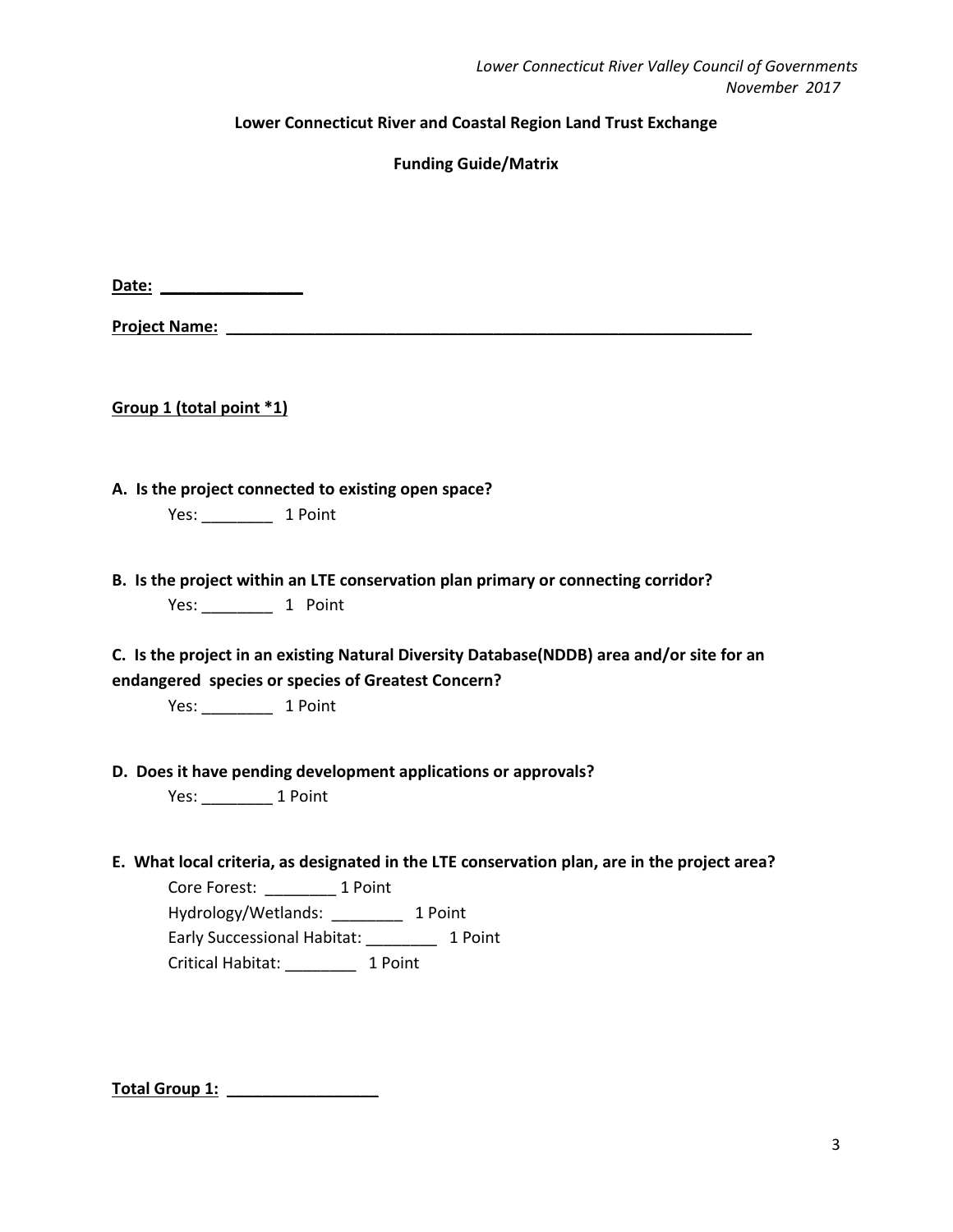*Lower Connecticut River Valley Council of Governments*
*November 2017*

**Lower Connecticut River and Coastal Region Land Trust Exchange**

**Funding Guide/Matrix**

**Date: ________________**

**Project Name: ______________________________________________________________**

**Group 1 (total point *1)**

**A. Is the project connected to existing open space?**

Yes: ________ 1 Point

**B. Is the project within an LTE conservation plan primary or connecting corridor?**

Yes: ________ 1 Point

**C. Is the project in an existing Natural Diversity Database(NDDB) area and/or site for an endangered species or species of Greatest Concern?**

Yes: ________ 1 Point

**D. Does it have pending development applications or approvals?**

Yes: ________ 1 Point

**E. What local criteria, as designated in the LTE conservation plan, are in the project area?**

Core Forest: ________ 1 Point

Hydrology/Wetlands: ________ 1 Point

Early Successional Habitat: ________ 1 Point

Critical Habitat: ________ 1 Point

**Total Group 1: _________________**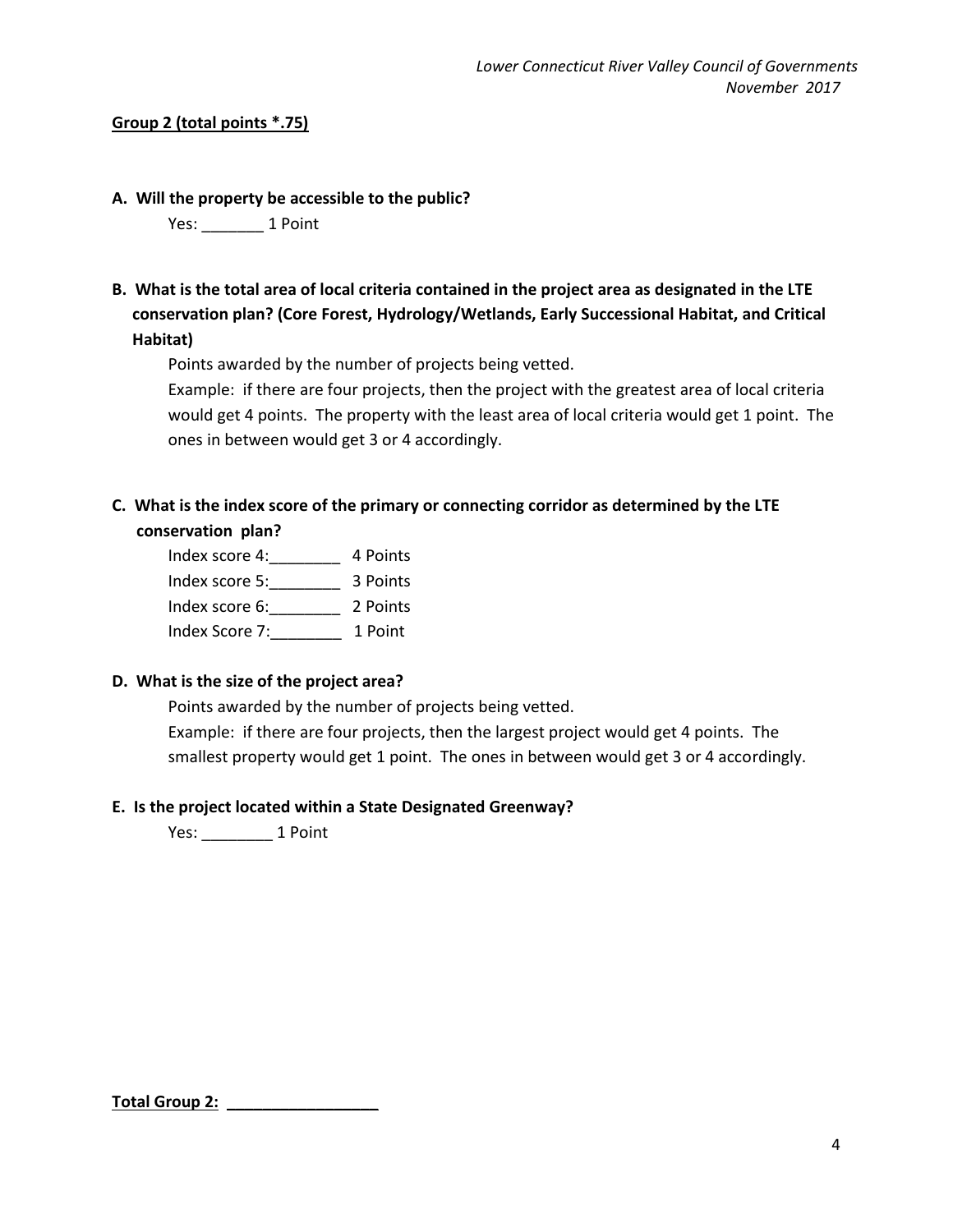**Group 2 (total points *.75)**

**A. Will the property be accessible to the public?**

Yes: _______ 1 Point

**B. What is the total area of local criteria contained in the project area as designated in the LTE conservation plan? (Core Forest, Hydrology/Wetlands, Early Successional Habitat, and Critical Habitat)**

Points awarded by the number of projects being vetted.

Example: if there are four projects, then the project with the greatest area of local criteria would get 4 points. The property with the least area of local criteria would get 1 point. The ones in between would get 3 or 4 accordingly.

**C. What is the index score of the primary or connecting corridor as determined by the LTE conservation plan?**

Index score 4:________ 4 Points

Index score 5:________ 3 Points

Index score 6:________ 2 Points

Index Score 7:________ 1 Point

**D. What is the size of the project area?**

Points awarded by the number of projects being vetted.

Example: if there are four projects, then the largest project would get 4 points. The smallest property would get 1 point. The ones in between would get 3 or 4 accordingly.

**E. Is the project located within a State Designated Greenway?**

Yes: ________ 1 Point

**Total Group 2: _________________**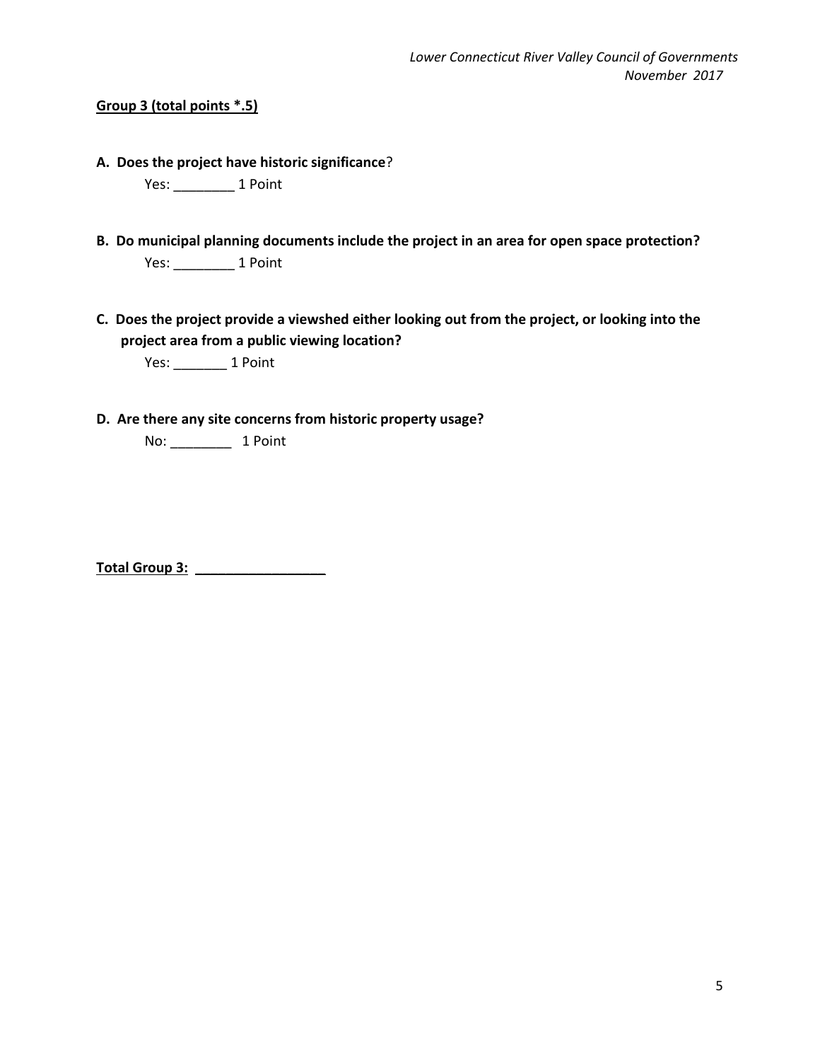**<u>Group 3 (total points *.5)</u>**

**A. Does the project have historic significance**?

Yes: ________ 1 Point

**B. Do municipal planning documents include the project in an area for open space protection?**

Yes: ________ 1 Point

**C. Does the project provide a viewshed either looking out from the project, or looking into the project area from a public viewing location?**

Yes: _______ 1 Point

**D. Are there any site concerns from historic property usage?**

No: ________ 1 Point

**<u>Total Group 3: _________________</u>**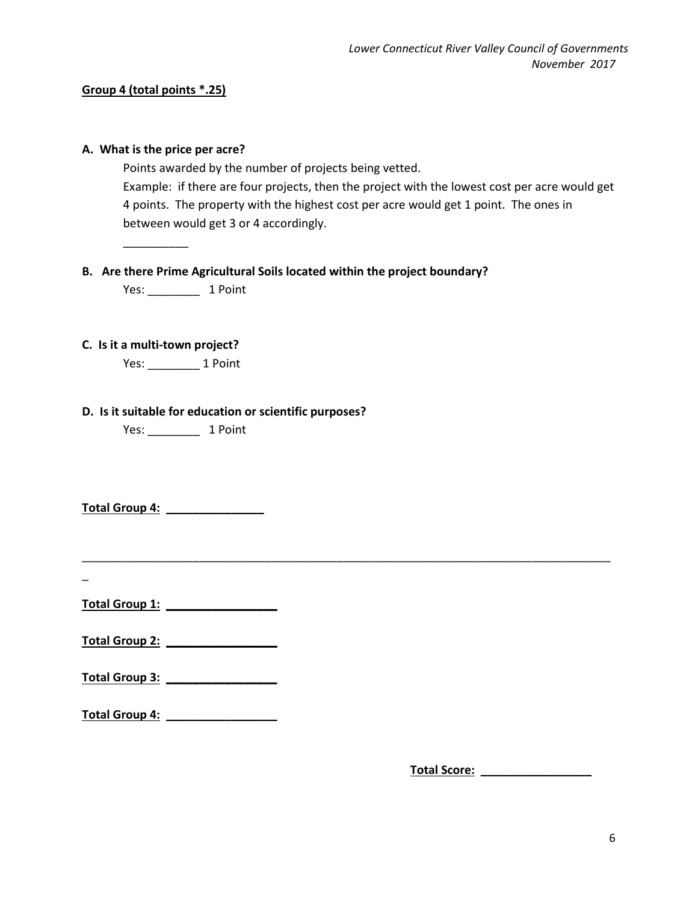**Group 4 (total points *.25)**

**A. What is the price per acre?**

Points awarded by the number of projects being vetted.
Example: if there are four projects, then the project with the lowest cost per acre would get 4 points. The property with the highest cost per acre would get 1 point. The ones in between would get 3 or 4 accordingly.

__________

**B. Are there Prime Agricultural Soils located within the project boundary?**

Yes: ________ 1 Point

**C. Is it a multi-town project?**

Yes: ________ 1 Point

**D. Is it suitable for education or scientific purposes?**

Yes: ________ 1 Point

**Total Group 4: _______________**

---

**Total Group 1: _________________**

**Total Group 2: _________________**

**Total Group 3: _________________**

**Total Group 4: _________________**

**Total Score: _________________**